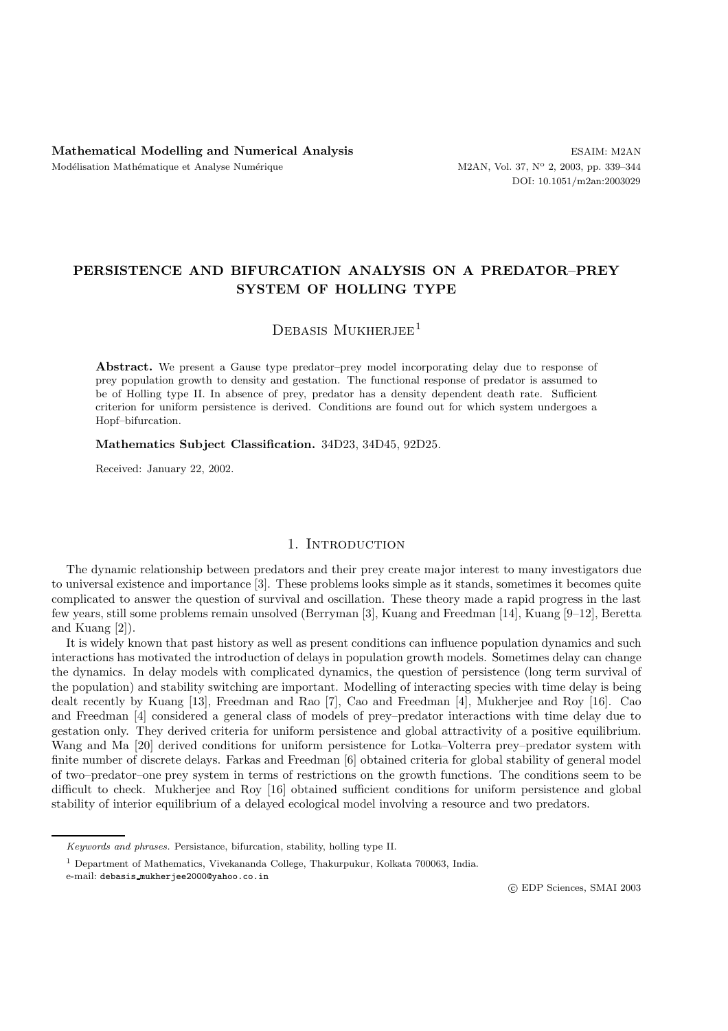# PERSISTENCE AND BIFURCATION ANALYSIS ON A PREDATOR–PREY SYSTEM OF HOLLING TYPE

Debasis Mukherjee[1]

**Abstract.** We present a Gause type predator–prey model incorporating delay due to response of prey population growth to density and gestation. The functional response of predator is assumed to be of Holling type II. In absence of prey, predator has a density dependent death rate. Sufficient criterion for uniform persistence is derived. Conditions are found out for which system undergoes a Hopf–bifurcation.

**Mathematics Subject Classification.** 34D23, 34D45, 92D25.

Received: January 22, 2002.

## 1. Introduction

The dynamic relationship between predators and their prey create major interest to many investigators due to universal existence and importance [3]. These problems looks simple as it stands, sometimes it becomes quite complicated to answer the question of survival and oscillation. These theory made a rapid progress in the last few years, still some problems remain unsolved (Berryman [3], Kuang and Freedman [14], Kuang [9–12], Beretta and Kuang [2]).

It is widely known that past history as well as present conditions can influence population dynamics and such interactions has motivated the introduction of delays in population growth models. Sometimes delay can change the dynamics. In delay models with complicated dynamics, the question of persistence (long term survival of the population) and stability switching are important. Modelling of interacting species with time delay is being dealt recently by Kuang [13], Freedman and Rao [7], Cao and Freedman [4], Mukherjee and Roy [16]. Cao and Freedman [4] considered a general class of models of prey–predator interactions with time delay due to gestation only. They derived criteria for uniform persistence and global attractivity of a positive equilibrium. Wang and Ma [20] derived conditions for uniform persistence for Lotka–Volterra prey–predator system with finite number of discrete delays. Farkas and Freedman [6] obtained criteria for global stability of general model of two–predator–one prey system in terms of restrictions on the growth functions. The conditions seem to be difficult to check. Mukherjee and Roy [16] obtained sufficient conditions for uniform persistence and global stability of interior equilibrium of a delayed ecological model involving a resource and two predators.

---

*Keywords and phrases.* Persistance, bifurcation, stability, holling type II.

[1] Department of Mathematics, Vivekananda College, Thakurpukur, Kolkata 700063, India.
e-mail: debasis_mukherjee2000@yahoo.co.in

© EDP Sciences, SMAI 2003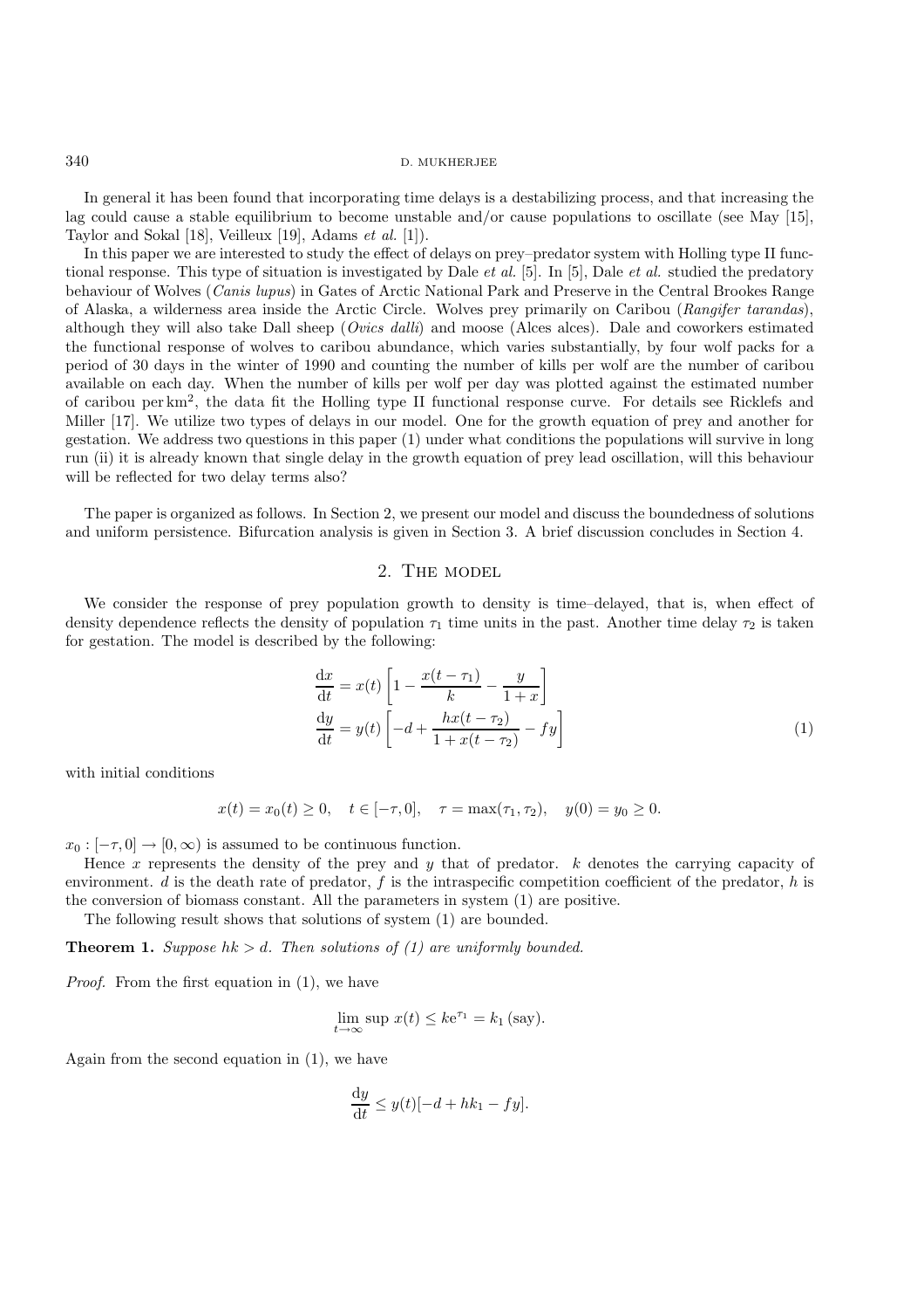In general it has been found that incorporating time delays is a destabilizing process, and that increasing the lag could cause a stable equilibrium to become unstable and/or cause populations to oscillate (see May [15], Taylor and Sokal [18], Veilleux [19], Adams *et al.* [1]).

In this paper we are interested to study the effect of delays on prey–predator system with Holling type II functional response. This type of situation is investigated by Dale *et al.* [5]. In [5], Dale *et al.* studied the predatory behaviour of Wolves (*Canis lupus*) in Gates of Arctic National Park and Preserve in the Central Brookes Range of Alaska, a wilderness area inside the Arctic Circle. Wolves prey primarily on Caribou (*Rangifer tarandas*), although they will also take Dall sheep (*Ovics dalli*) and moose (Alces alces). Dale and coworkers estimated the functional response of wolves to caribou abundance, which varies substantially, by four wolf packs for a period of 30 days in the winter of 1990 and counting the number of kills per wolf are the number of caribou available on each day. When the number of kills per wolf per day was plotted against the estimated number of caribou per km$^2$, the data fit the Holling type II functional response curve. For details see Ricklefs and Miller [17]. We utilize two types of delays in our model. One for the growth equation of prey and another for gestation. We address two questions in this paper (1) under what conditions the populations will survive in long run (ii) it is already known that single delay in the growth equation of prey lead oscillation, will this behaviour will be reflected for two delay terms also?

The paper is organized as follows. In Section 2, we present our model and discuss the boundedness of solutions and uniform persistence. Bifurcation analysis is given in Section 3. A brief discussion concludes in Section 4.

## 2. The model

We consider the response of prey population growth to density is time–delayed, that is, when effect of density dependence reflects the density of population $\tau_1$ time units in the past. Another time delay $\tau_2$ is taken for gestation. The model is described by the following:

$$
\begin{aligned}
\frac{\mathrm{d}x}{\mathrm{d}t} &= x(t)\left[1 - \frac{x(t-\tau_1)}{k} - \frac{y}{1+x}\right] \\
\frac{\mathrm{d}y}{\mathrm{d}t} &= y(t)\left[-d + \frac{hx(t-\tau_2)}{1+x(t-\tau_2)} - fy\right]
\end{aligned}
\tag{1}
$$

with initial conditions

$$
x(t) = x_0(t) \geq 0, \quad t \in [-\tau, 0], \quad \tau = \max(\tau_1, \tau_2), \quad y(0) = y_0 \geq 0.
$$

$x_0 : [-\tau, 0] \to [0, \infty)$ is assumed to be continuous function.

Hence $x$ represents the density of the prey and $y$ that of predator. $k$ denotes the carrying capacity of environment. $d$ is the death rate of predator, $f$ is the intraspecific competition coefficient of the predator, $h$ is the conversion of biomass constant. All the parameters in system (1) are positive.

The following result shows that solutions of system (1) are bounded.

**Theorem 1.** *Suppose $hk > d$. Then solutions of (1) are uniformly bounded.*

*Proof.* From the first equation in (1), we have

$$
\lim_{t\to\infty} \sup\, x(t) \leq k\mathrm{e}^{\tau_1} = k_1\,(\text{say}).
$$

Again from the second equation in (1), we have

$$
\frac{\mathrm{d}y}{\mathrm{d}t} \leq y(t)[-d + hk_1 - fy].
$$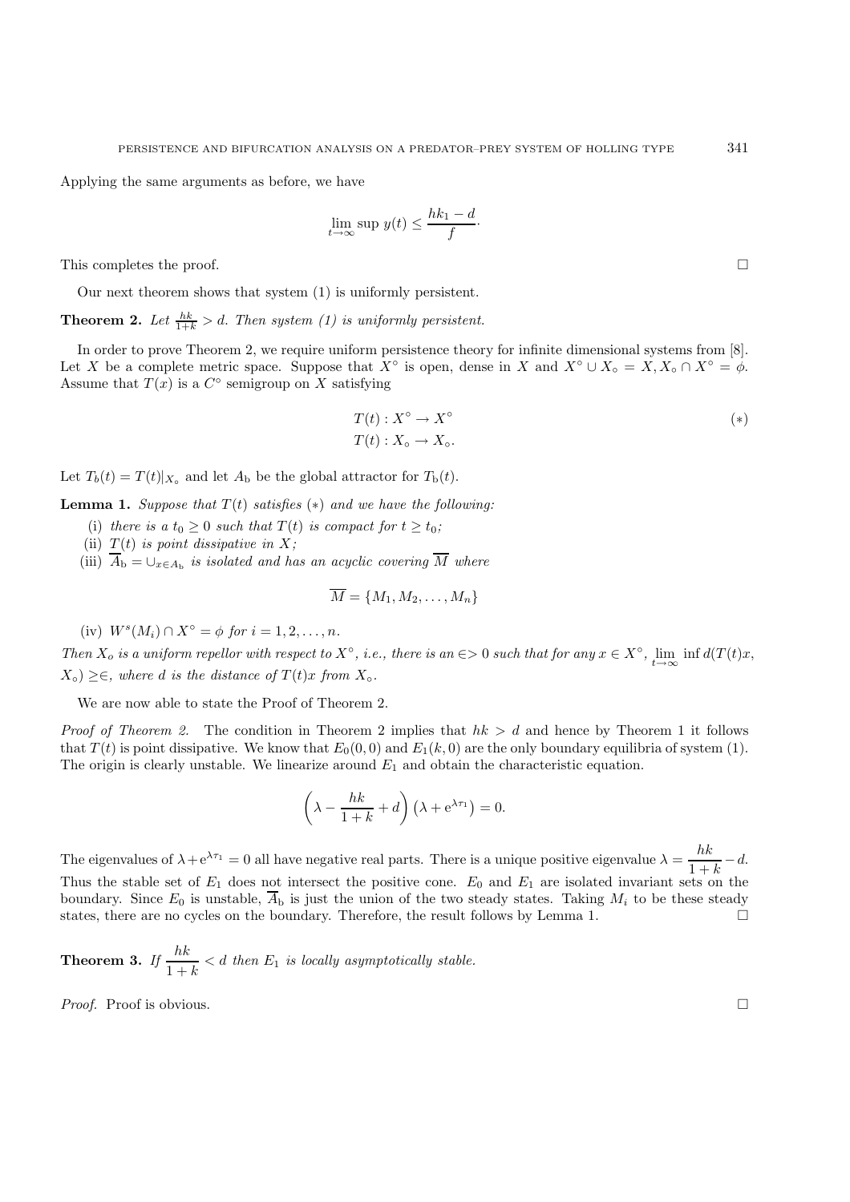Applying the same arguments as before, we have

$$\lim_{t\to\infty} \sup\, y(t) \leq \frac{hk_1 - d}{f}\cdot$$

This completes the proof. □

Our next theorem shows that system (1) is uniformly persistent.

**Theorem 2.** *Let $\frac{hk}{1+k} > d$. Then system (1) is uniformly persistent.*

In order to prove Theorem 2, we require uniform persistence theory for infinite dimensional systems from [8]. Let $X$ be a complete metric space. Suppose that $X^\circ$ is open, dense in $X$ and $X^\circ \cup X_\circ = X, X_\circ \cap X^\circ = \phi$. Assume that $T(x)$ is a $C^\circ$ semigroup on $X$ satisfying

$$\begin{aligned} T(t) &: X^\circ \to X^\circ \\ T(t) &: X_\circ \to X_\circ. \end{aligned} \tag{$*$}$$

Let $T_b(t) = T(t)|_{X_\circ}$ and let $A_{\rm b}$ be the global attractor for $T_{\rm b}(t)$.

**Lemma 1.** *Suppose that $T(t)$ satisfies $(*)$ and we have the following:*

(i) *there is a $t_0 \geq 0$ such that $T(t)$ is compact for $t \geq t_0$;*

(ii) *$T(t)$ is point dissipative in $X$;*

(iii) *$\overline{A}_{\rm b} = \cup_{x\in A_{\rm b}}$ is isolated and has an acyclic covering $\overline{M}$ where*

$$\overline{M} = \{M_1, M_2, \ldots, M_n\}$$

(iv) *$W^s(M_i) \cap X^\circ = \phi$ for $i = 1, 2, \ldots, n$.*

*Then $X_o$ is a uniform repellor with respect to $X^\circ$, i.e., there is an $\in > 0$ such that for any $x \in X^\circ$, $\lim\limits_{t\to\infty} \inf d(T(t)x, X_\circ) \geq \in$, where $d$ is the distance of $T(t)x$ from $X_\circ$.*

We are now able to state the Proof of Theorem 2.

*Proof of Theorem 2.* The condition in Theorem 2 implies that $hk > d$ and hence by Theorem 1 it follows that $T(t)$ is point dissipative. We know that $E_0(0, 0)$ and $E_1(k, 0)$ are the only boundary equilibria of system (1). The origin is clearly unstable. We linearize around $E_1$ and obtain the characteristic equation.

$$\left(\lambda - \frac{hk}{1+k} + d\right)\left(\lambda + {\rm e}^{\lambda\tau_1}\right) = 0.$$

The eigenvalues of $\lambda + {\rm e}^{\lambda\tau_1} = 0$ all have negative real parts. There is a unique positive eigenvalue $\lambda = \dfrac{hk}{1+k} - d$. Thus the stable set of $E_1$ does not intersect the positive cone. $E_0$ and $E_1$ are isolated invariant sets on the boundary. Since $E_0$ is unstable, $\overline{A}_{\rm b}$ is just the union of the two steady states. Taking $M_i$ to be these steady states, there are no cycles on the boundary. Therefore, the result follows by Lemma 1. □

**Theorem 3.** *If $\dfrac{hk}{1+k} < d$ then $E_1$ is locally asymptotically stable.*

*Proof.* Proof is obvious. □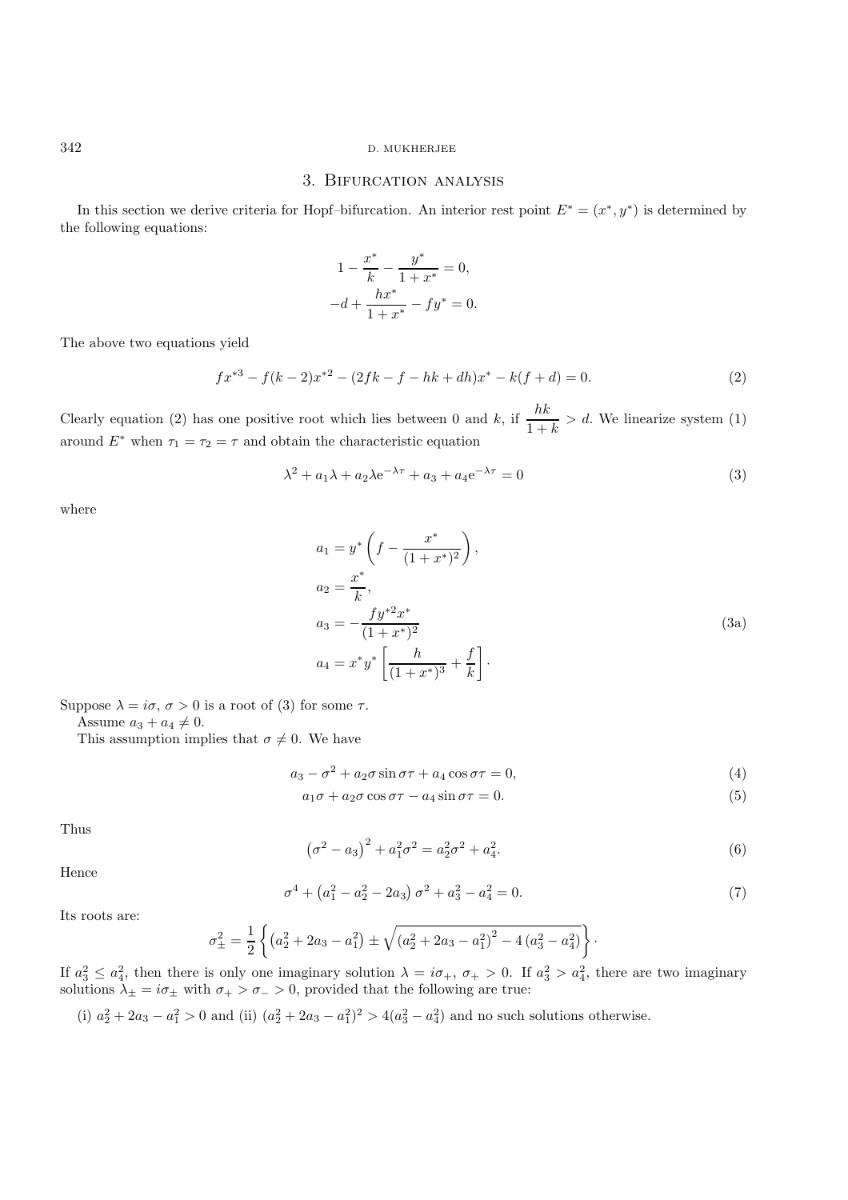## 3. Bifurcation analysis

In this section we derive criteria for Hopf–bifurcation. An interior rest point $E^* = (x^*, y^*)$ is determined by the following equations:

$$1 - \frac{x^*}{k} - \frac{y^*}{1+x^*} = 0,$$
$$-d + \frac{hx^*}{1+x^*} - fy^* = 0.$$

The above two equations yield

$$fx^{*3} - f(k-2)x^{*2} - (2fk - f - hk + dh)x^* - k(f+d) = 0. \tag{2}$$

Clearly equation (2) has one positive root which lies between 0 and $k$, if $\dfrac{hk}{1+k} > d$. We linearize system (1) around $E^*$ when $\tau_1 = \tau_2 = \tau$ and obtain the characteristic equation

$$\lambda^2 + a_1\lambda + a_2\lambda e^{-\lambda\tau} + a_3 + a_4 e^{-\lambda\tau} = 0 \tag{3}$$

where

$$\begin{aligned}
a_1 &= y^*\left(f - \frac{x^*}{(1+x^*)^2}\right),\\
a_2 &= \frac{x^*}{k},\\
a_3 &= -\frac{fy^{*2}x^*}{(1+x^*)^2}\\
a_4 &= x^*y^*\left[\frac{h}{(1+x^*)^3} + \frac{f}{k}\right].
\end{aligned} \tag{3a}$$

Suppose $\lambda = i\sigma$, $\sigma > 0$ is a root of (3) for some $\tau$.

Assume $a_3 + a_4 \neq 0$.

This assumption implies that $\sigma \neq 0$. We have

$$a_3 - \sigma^2 + a_2\sigma\sin\sigma\tau + a_4\cos\sigma\tau = 0, \tag{4}$$

$$a_1\sigma + a_2\sigma\cos\sigma\tau - a_4\sin\sigma\tau = 0. \tag{5}$$

Thus

$$\left(\sigma^2 - a_3\right)^2 + a_1^2\sigma^2 = a_2^2\sigma^2 + a_4^2. \tag{6}$$

Hence

$$\sigma^4 + \left(a_1^2 - a_2^2 - 2a_3\right)\sigma^2 + a_3^2 - a_4^2 = 0. \tag{7}$$

Its roots are:

$$\sigma_\pm^2 = \frac{1}{2}\left\{\left(a_2^2 + 2a_3 - a_1^2\right) \pm \sqrt{\left(a_2^2 + 2a_3 - a_1^2\right)^2 - 4\left(a_3^2 - a_4^2\right)}\right\}.$$

If $a_3^2 \leq a_4^2$, then there is only one imaginary solution $\lambda = i\sigma_+$, $\sigma_+ > 0$. If $a_3^2 > a_4^2$, there are two imaginary solutions $\lambda_\pm = i\sigma_\pm$ with $\sigma_+ > \sigma_- > 0$, provided that the following are true:

(i) $a_2^2 + 2a_3 - a_1^2 > 0$ and (ii) $(a_2^2 + 2a_3 - a_1^2)^2 > 4(a_3^2 - a_4^2)$ and no such solutions otherwise.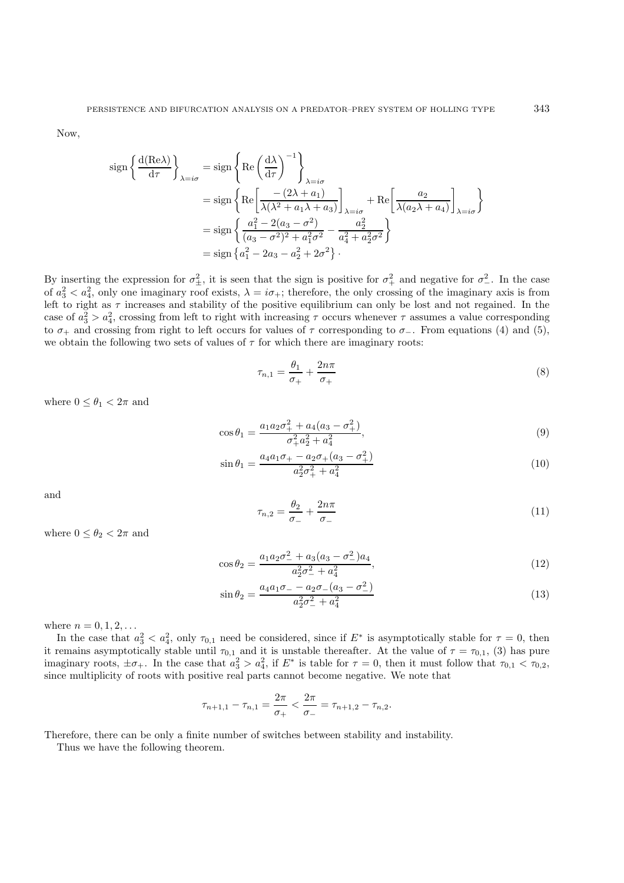Now,

$$
\begin{aligned}
\operatorname{sign}\left\{\frac{\mathrm{d}(\mathrm{Re}\lambda)}{\mathrm{d}\tau}\right\}_{\lambda=i\sigma} &= \operatorname{sign}\left\{\mathrm{Re}\left(\frac{\mathrm{d}\lambda}{\mathrm{d}\tau}\right)^{-1}\right\}_{\lambda=i\sigma} \\
&= \operatorname{sign}\left\{\mathrm{Re}\left[\frac{-(2\lambda+a_1)}{\lambda(\lambda^2+a_1\lambda+a_3)}\right]_{\lambda=i\sigma} + \mathrm{Re}\left[\frac{a_2}{\lambda(a_2\lambda+a_4)}\right]_{\lambda=i\sigma}\right\} \\
&= \operatorname{sign}\left\{\frac{a_1^2-2(a_3-\sigma^2)}{(a_3-\sigma^2)^2+a_1^2\sigma^2} - \frac{a_2^2}{a_4^2+a_2^2\sigma^2}\right\} \\
&= \operatorname{sign}\left\{a_1^2-2a_3-a_2^2+2\sigma^2\right\}.
\end{aligned}
$$

By inserting the expression for $\sigma_\pm^2$, it is seen that the sign is positive for $\sigma_+^2$ and negative for $\sigma_-^2$. In the case of $a_3^2 < a_4^2$, only one imaginary roof exists, $\lambda = i\sigma_+$; therefore, the only crossing of the imaginary axis is from left to right as $\tau$ increases and stability of the positive equilibrium can only be lost and not regained. In the case of $a_3^2 > a_4^2$, crossing from left to right with increasing $\tau$ occurs whenever $\tau$ assumes a value corresponding to $\sigma_+$ and crossing from right to left occurs for values of $\tau$ corresponding to $\sigma_-$. From equations (4) and (5), we obtain the following two sets of values of $\tau$ for which there are imaginary roots:

$$
\tau_{n,1} = \frac{\theta_1}{\sigma_+} + \frac{2n\pi}{\sigma_+} \tag{8}
$$

where $0 \le \theta_1 < 2\pi$ and

$$
\cos\theta_1 = \frac{a_1a_2\sigma_+^2 + a_4(a_3-\sigma_+^2)}{\sigma_+^2a_2^2+a_4^2}, \tag{9}
$$

$$
\sin\theta_1 = \frac{a_4a_1\sigma_+ - a_2\sigma_+(a_3-\sigma_+^2)}{a_2^2\sigma_+^2+a_4^2} \tag{10}
$$

and

$$
\tau_{n,2} = \frac{\theta_2}{\sigma_-} + \frac{2n\pi}{\sigma_-} \tag{11}
$$

where $0 \le \theta_2 < 2\pi$ and

$$
\cos\theta_2 = \frac{a_1a_2\sigma_-^2 + a_3(a_3-\sigma_-^2)a_4}{a_2^2\sigma_-^2+a_4^2}, \tag{12}
$$

$$
\sin\theta_2 = \frac{a_4a_1\sigma_- - a_2\sigma_-(a_3-\sigma_-^2)}{a_2^2\sigma_-^2+a_4^2} \tag{13}
$$

where $n = 0, 1, 2, \ldots$

In the case that $a_3^2 < a_4^2$, only $\tau_{0,1}$ need be considered, since if $E^*$ is asymptotically stable for $\tau = 0$, then it remains asymptotically stable until $\tau_{0,1}$ and it is unstable thereafter. At the value of $\tau = \tau_{0,1}$, (3) has pure imaginary roots, $\pm\sigma_+$. In the case that $a_3^2 > a_4^2$, if $E^*$ is table for $\tau = 0$, then it must follow that $\tau_{0,1} < \tau_{0,2}$, since multiplicity of roots with positive real parts cannot become negative. We note that

$$
\tau_{n+1,1} - \tau_{n,1} = \frac{2\pi}{\sigma_+} < \frac{2\pi}{\sigma_-} = \tau_{n+1,2} - \tau_{n,2}.
$$

Therefore, there can be only a finite number of switches between stability and instability.

Thus we have the following theorem.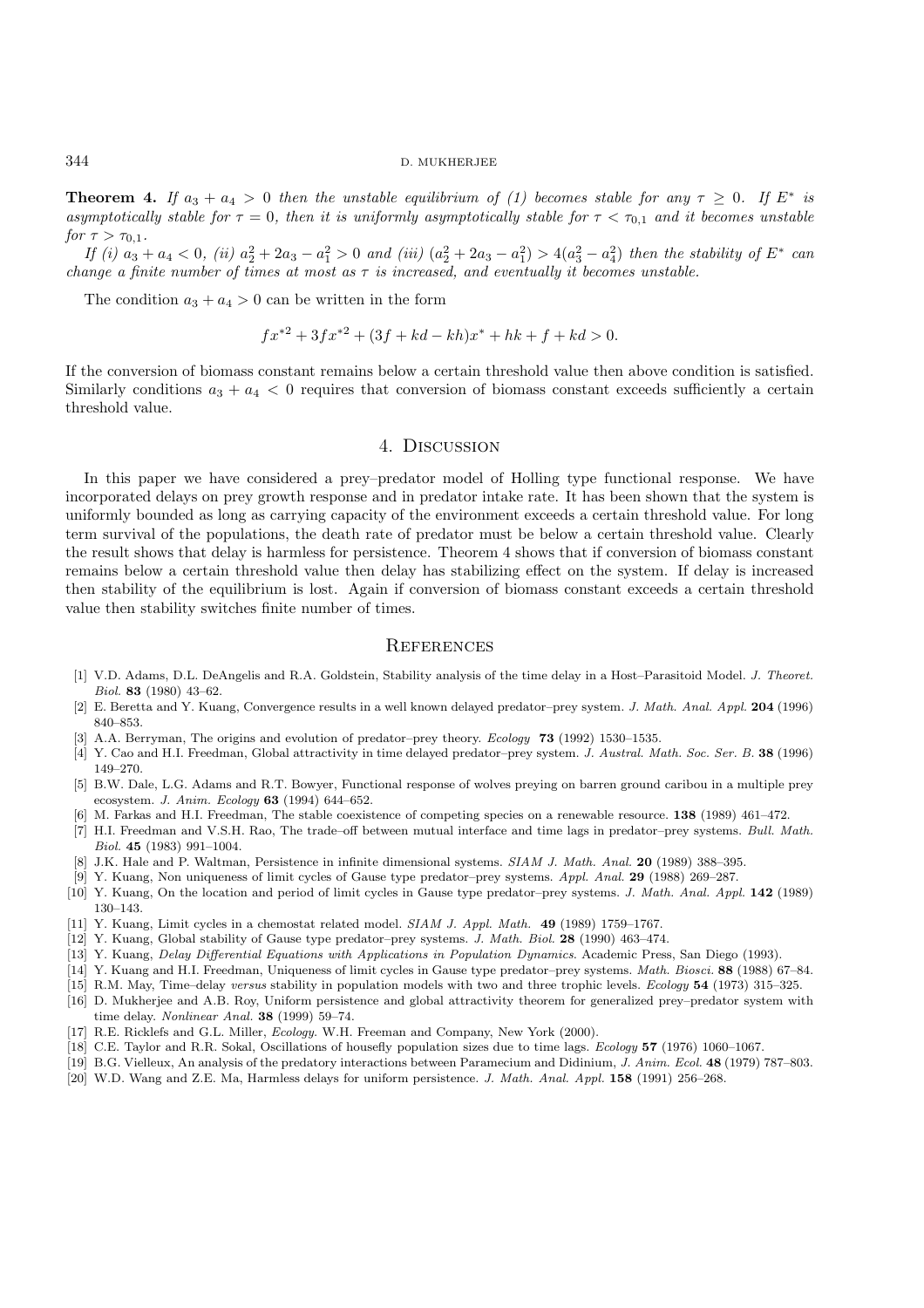**Theorem 4.** *If $a_3 + a_4 > 0$ then the unstable equilibrium of (1) becomes stable for any $\tau \geq 0$. If $E^*$ is asymptotically stable for $\tau = 0$, then it is uniformly asymptotically stable for $\tau < \tau_{0,1}$ and it becomes unstable for $\tau > \tau_{0,1}$.*

*If (i) $a_3 + a_4 < 0$, (ii) $a_2^2 + 2a_3 - a_1^2 > 0$ and (iii) $(a_2^2 + 2a_3 - a_1^2) > 4(a_3^2 - a_4^2)$ then the stability of $E^*$ can change a finite number of times at most as $\tau$ is increased, and eventually it becomes unstable.*

The condition $a_3 + a_4 > 0$ can be written in the form

$$fx^{*2} + 3fx^{*2} + (3f + kd - kh)x^* + hk + f + kd > 0.$$

If the conversion of biomass constant remains below a certain threshold value then above condition is satisfied. Similarly conditions $a_3 + a_4 < 0$ requires that conversion of biomass constant exceeds sufficiently a certain threshold value.

## 4. Discussion

In this paper we have considered a prey–predator model of Holling type functional response. We have incorporated delays on prey growth response and in predator intake rate. It has been shown that the system is uniformly bounded as long as carrying capacity of the environment exceeds a certain threshold value. For long term survival of the populations, the death rate of predator must be below a certain threshold value. Clearly the result shows that delay is harmless for persistence. Theorem 4 shows that if conversion of biomass constant remains below a certain threshold value then delay has stabilizing effect on the system. If delay is increased then stability of the equilibrium is lost. Again if conversion of biomass constant exceeds a certain threshold value then stability switches finite number of times.

## References

[1] V.D. Adams, D.L. DeAngelis and R.A. Goldstein, Stability analysis of the time delay in a Host–Parasitoid Model. *J. Theoret. Biol.* **83** (1980) 43–62.

[2] E. Beretta and Y. Kuang, Convergence results in a well known delayed predator–prey system. *J. Math. Anal. Appl.* **204** (1996) 840–853.

[3] A.A. Berryman, The origins and evolution of predator–prey theory. *Ecology* **73** (1992) 1530–1535.

[4] Y. Cao and H.I. Freedman, Global attractivity in time delayed predator–prey system. *J. Austral. Math. Soc. Ser. B.* **38** (1996) 149–270.

[5] B.W. Dale, L.G. Adams and R.T. Bowyer, Functional response of wolves preying on barren ground caribou in a multiple prey ecosystem. *J. Anim. Ecology* **63** (1994) 644–652.

[6] M. Farkas and H.I. Freedman, The stable coexistence of competing species on a renewable resource. **138** (1989) 461–472.

[7] H.I. Freedman and V.S.H. Rao, The trade–off between mutual interface and time lags in predator–prey systems. *Bull. Math. Biol.* **45** (1983) 991–1004.

[8] J.K. Hale and P. Waltman, Persistence in infinite dimensional systems. *SIAM J. Math. Anal.* **20** (1989) 388–395.

[9] Y. Kuang, Non uniqueness of limit cycles of Gause type predator–prey systems. *Appl. Anal.* **29** (1988) 269–287.

[10] Y. Kuang, On the location and period of limit cycles in Gause type predator–prey systems. *J. Math. Anal. Appl.* **142** (1989) 130–143.

[11] Y. Kuang, Limit cycles in a chemostat related model. *SIAM J. Appl. Math.* **49** (1989) 1759–1767.

[12] Y. Kuang, Global stability of Gause type predator–prey systems. *J. Math. Biol.* **28** (1990) 463–474.

[13] Y. Kuang, *Delay Differential Equations with Applications in Population Dynamics*. Academic Press, San Diego (1993).

[14] Y. Kuang and H.I. Freedman, Uniqueness of limit cycles in Gause type predator–prey systems. *Math. Biosci.* **88** (1988) 67–84.

[15] R.M. May, Time–delay *versus* stability in population models with two and three trophic levels. *Ecology* **54** (1973) 315–325.

[16] D. Mukherjee and A.B. Roy, Uniform persistence and global attractivity theorem for generalized prey–predator system with time delay. *Nonlinear Anal.* **38** (1999) 59–74.

[17] R.E. Ricklefs and G.L. Miller, *Ecology*. W.H. Freeman and Company, New York (2000).

[18] C.E. Taylor and R.R. Sokal, Oscillations of housefly population sizes due to time lags. *Ecology* **57** (1976) 1060–1067.

[19] B.G. Vielleux, An analysis of the predatory interactions between Paramecium and Didinium, *J. Anim. Ecol.* **48** (1979) 787–803.

[20] W.D. Wang and Z.E. Ma, Harmless delays for uniform persistence. *J. Math. Anal. Appl.* **158** (1991) 256–268.